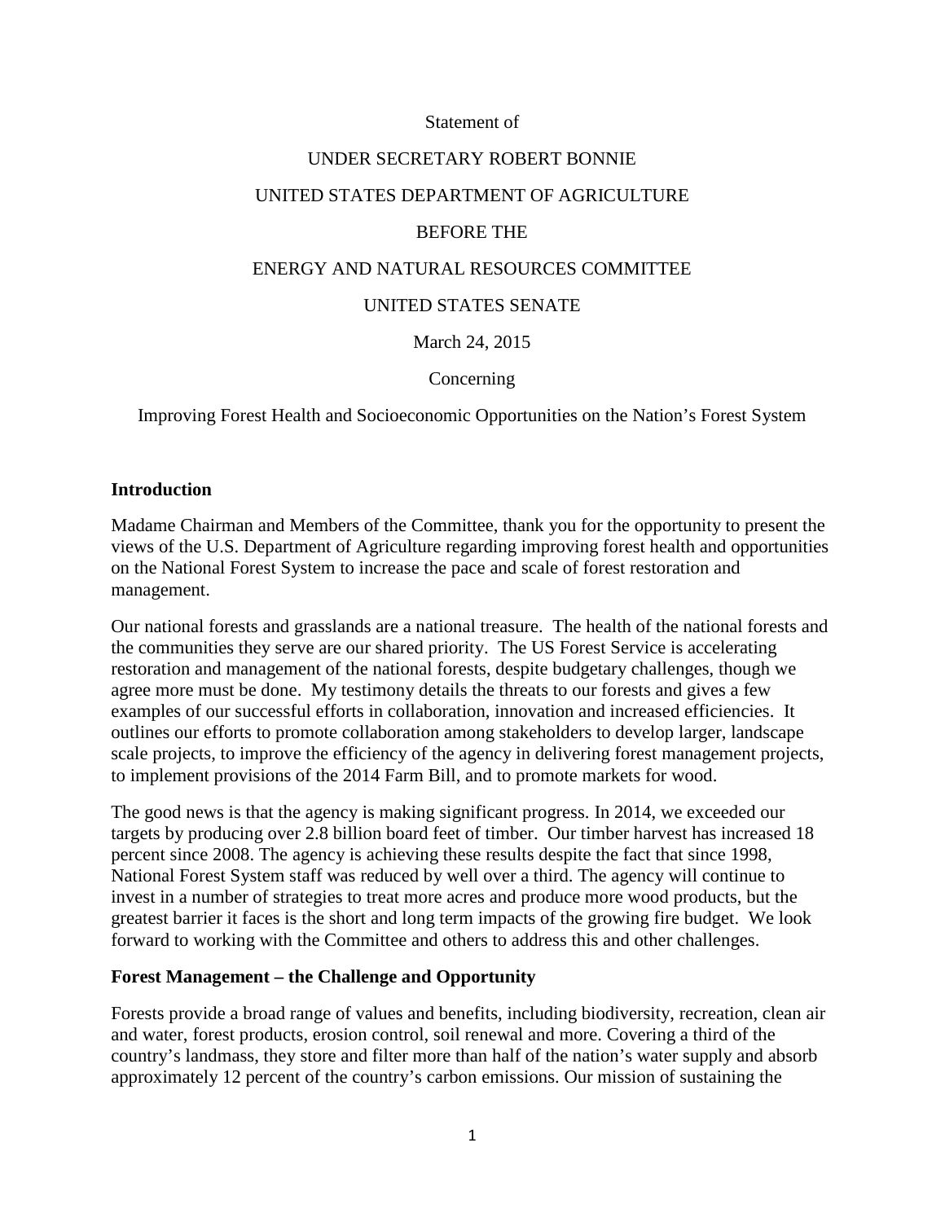Statement of

UNDER SECRETARY ROBERT BONNIE

UNITED STATES DEPARTMENT OF AGRICULTURE

BEFORE THE

ENERGY AND NATURAL RESOURCES COMMITTEE

UNITED STATES SENATE

March 24, 2015

Concerning

Improving Forest Health and Socioeconomic Opportunities on the Nation's Forest System

**Introduction**

Madame Chairman and Members of the Committee, thank you for the opportunity to present the views of the U.S. Department of Agriculture regarding improving forest health and opportunities on the National Forest System to increase the pace and scale of forest restoration and management.

Our national forests and grasslands are a national treasure. The health of the national forests and the communities they serve are our shared priority. The US Forest Service is accelerating restoration and management of the national forests, despite budgetary challenges, though we agree more must be done. My testimony details the threats to our forests and gives a few examples of our successful efforts in collaboration, innovation and increased efficiencies. It outlines our efforts to promote collaboration among stakeholders to develop larger, landscape scale projects, to improve the efficiency of the agency in delivering forest management projects, to implement provisions of the 2014 Farm Bill, and to promote markets for wood.

The good news is that the agency is making significant progress. In 2014, we exceeded our targets by producing over 2.8 billion board feet of timber. Our timber harvest has increased 18 percent since 2008. The agency is achieving these results despite the fact that since 1998, National Forest System staff was reduced by well over a third. The agency will continue to invest in a number of strategies to treat more acres and produce more wood products, but the greatest barrier it faces is the short and long term impacts of the growing fire budget. We look forward to working with the Committee and others to address this and other challenges.

**Forest Management – the Challenge and Opportunity**

Forests provide a broad range of values and benefits, including biodiversity, recreation, clean air and water, forest products, erosion control, soil renewal and more. Covering a third of the country's landmass, they store and filter more than half of the nation's water supply and absorb approximately 12 percent of the country's carbon emissions. Our mission of sustaining the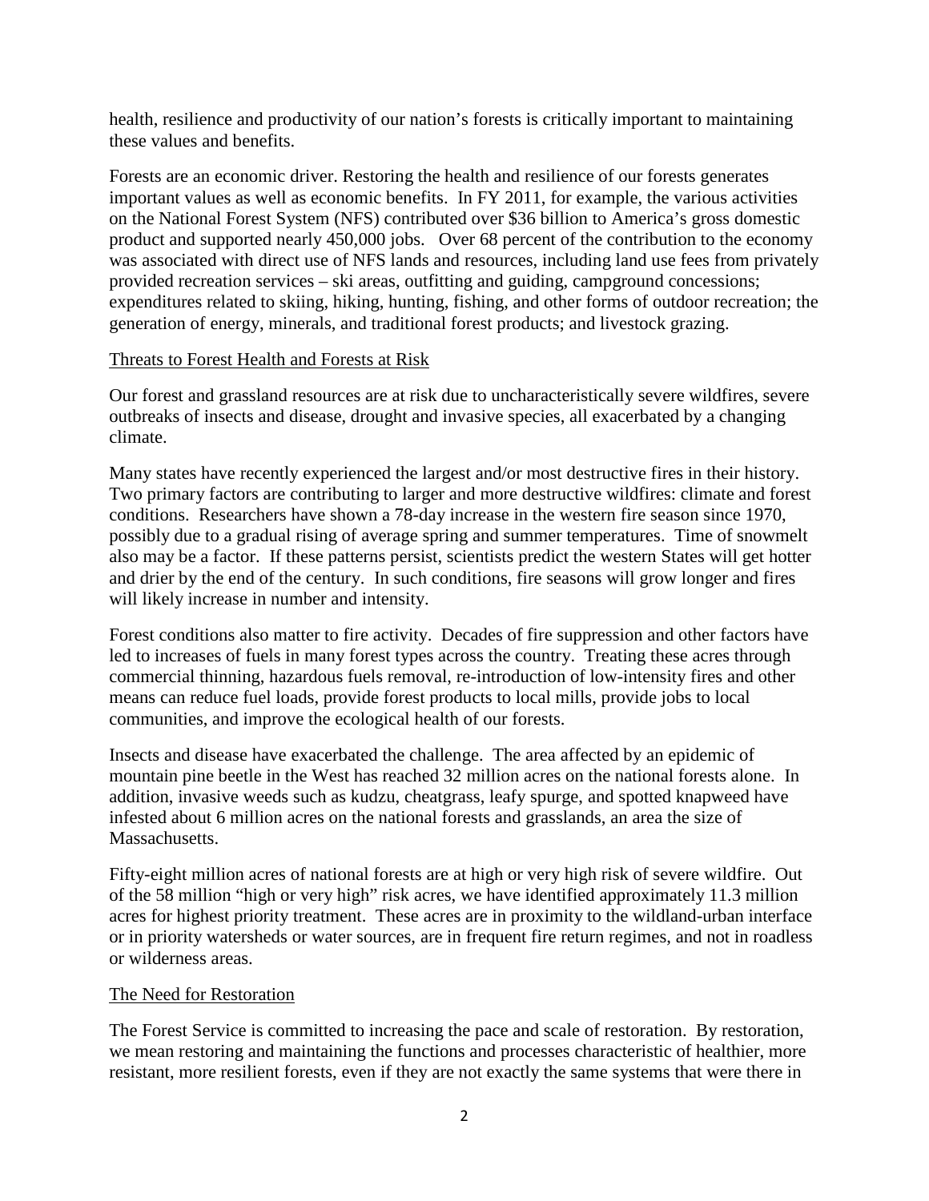health, resilience and productivity of our nation's forests is critically important to maintaining these values and benefits.

Forests are an economic driver. Restoring the health and resilience of our forests generates important values as well as economic benefits. In FY 2011, for example, the various activities on the National Forest System (NFS) contributed over $36 billion to America's gross domestic product and supported nearly 450,000 jobs. Over 68 percent of the contribution to the economy was associated with direct use of NFS lands and resources, including land use fees from privately provided recreation services – ski areas, outfitting and guiding, campground concessions; expenditures related to skiing, hiking, hunting, fishing, and other forms of outdoor recreation; the generation of energy, minerals, and traditional forest products; and livestock grazing.

## Threats to Forest Health and Forests at Risk

Our forest and grassland resources are at risk due to uncharacteristically severe wildfires, severe outbreaks of insects and disease, drought and invasive species, all exacerbated by a changing climate.

Many states have recently experienced the largest and/or most destructive fires in their history. Two primary factors are contributing to larger and more destructive wildfires: climate and forest conditions. Researchers have shown a 78-day increase in the western fire season since 1970, possibly due to a gradual rising of average spring and summer temperatures. Time of snowmelt also may be a factor. If these patterns persist, scientists predict the western States will get hotter and drier by the end of the century. In such conditions, fire seasons will grow longer and fires will likely increase in number and intensity.

Forest conditions also matter to fire activity. Decades of fire suppression and other factors have led to increases of fuels in many forest types across the country. Treating these acres through commercial thinning, hazardous fuels removal, re-introduction of low-intensity fires and other means can reduce fuel loads, provide forest products to local mills, provide jobs to local communities, and improve the ecological health of our forests.

Insects and disease have exacerbated the challenge. The area affected by an epidemic of mountain pine beetle in the West has reached 32 million acres on the national forests alone. In addition, invasive weeds such as kudzu, cheatgrass, leafy spurge, and spotted knapweed have infested about 6 million acres on the national forests and grasslands, an area the size of Massachusetts.

Fifty-eight million acres of national forests are at high or very high risk of severe wildfire. Out of the 58 million "high or very high" risk acres, we have identified approximately 11.3 million acres for highest priority treatment. These acres are in proximity to the wildland-urban interface or in priority watersheds or water sources, are in frequent fire return regimes, and not in roadless or wilderness areas.

## The Need for Restoration

The Forest Service is committed to increasing the pace and scale of restoration. By restoration, we mean restoring and maintaining the functions and processes characteristic of healthier, more resistant, more resilient forests, even if they are not exactly the same systems that were there in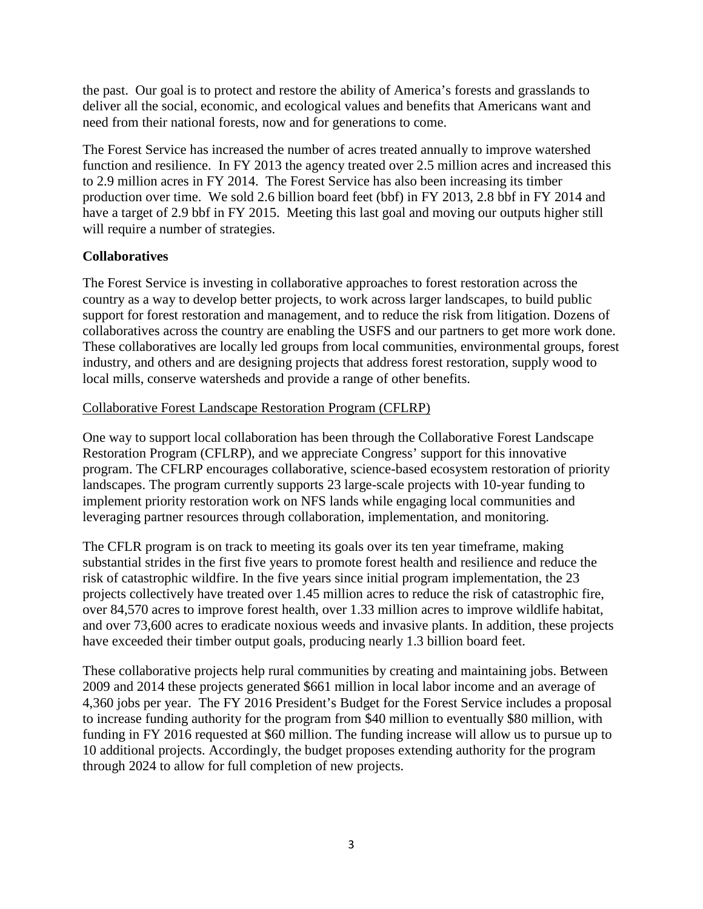the past. Our goal is to protect and restore the ability of America's forests and grasslands to deliver all the social, economic, and ecological values and benefits that Americans want and need from their national forests, now and for generations to come.

The Forest Service has increased the number of acres treated annually to improve watershed function and resilience. In FY 2013 the agency treated over 2.5 million acres and increased this to 2.9 million acres in FY 2014. The Forest Service has also been increasing its timber production over time. We sold 2.6 billion board feet (bbf) in FY 2013, 2.8 bbf in FY 2014 and have a target of 2.9 bbf in FY 2015. Meeting this last goal and moving our outputs higher still will require a number of strategies.

**Collaboratives**

The Forest Service is investing in collaborative approaches to forest restoration across the country as a way to develop better projects, to work across larger landscapes, to build public support for forest restoration and management, and to reduce the risk from litigation. Dozens of collaboratives across the country are enabling the USFS and our partners to get more work done. These collaboratives are locally led groups from local communities, environmental groups, forest industry, and others and are designing projects that address forest restoration, supply wood to local mills, conserve watersheds and provide a range of other benefits.

<u>Collaborative Forest Landscape Restoration Program (CFLRP)</u>

One way to support local collaboration has been through the Collaborative Forest Landscape Restoration Program (CFLRP), and we appreciate Congress' support for this innovative program. The CFLRP encourages collaborative, science-based ecosystem restoration of priority landscapes. The program currently supports 23 large-scale projects with 10-year funding to implement priority restoration work on NFS lands while engaging local communities and leveraging partner resources through collaboration, implementation, and monitoring.

The CFLR program is on track to meeting its goals over its ten year timeframe, making substantial strides in the first five years to promote forest health and resilience and reduce the risk of catastrophic wildfire. In the five years since initial program implementation, the 23 projects collectively have treated over 1.45 million acres to reduce the risk of catastrophic fire, over 84,570 acres to improve forest health, over 1.33 million acres to improve wildlife habitat, and over 73,600 acres to eradicate noxious weeds and invasive plants. In addition, these projects have exceeded their timber output goals, producing nearly 1.3 billion board feet.

These collaborative projects help rural communities by creating and maintaining jobs. Between 2009 and 2014 these projects generated $661 million in local labor income and an average of 4,360 jobs per year. The FY 2016 President's Budget for the Forest Service includes a proposal to increase funding authority for the program from $40 million to eventually $80 million, with funding in FY 2016 requested at $60 million. The funding increase will allow us to pursue up to 10 additional projects. Accordingly, the budget proposes extending authority for the program through 2024 to allow for full completion of new projects.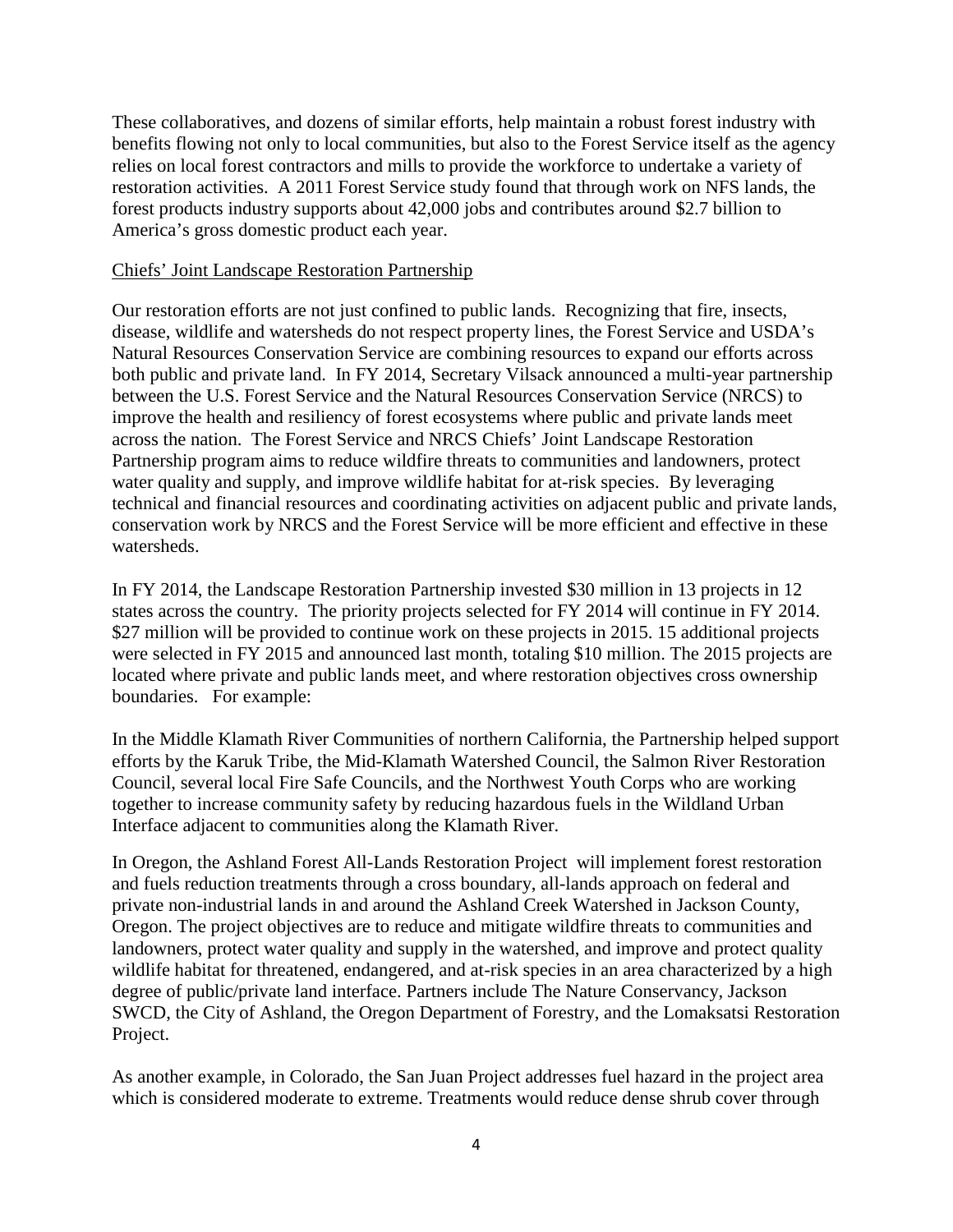These collaboratives, and dozens of similar efforts, help maintain a robust forest industry with benefits flowing not only to local communities, but also to the Forest Service itself as the agency relies on local forest contractors and mills to provide the workforce to undertake a variety of restoration activities. A 2011 Forest Service study found that through work on NFS lands, the forest products industry supports about 42,000 jobs and contributes around $2.7 billion to America's gross domestic product each year.

Chiefs' Joint Landscape Restoration Partnership

Our restoration efforts are not just confined to public lands. Recognizing that fire, insects, disease, wildlife and watersheds do not respect property lines, the Forest Service and USDA's Natural Resources Conservation Service are combining resources to expand our efforts across both public and private land. In FY 2014, Secretary Vilsack announced a multi-year partnership between the U.S. Forest Service and the Natural Resources Conservation Service (NRCS) to improve the health and resiliency of forest ecosystems where public and private lands meet across the nation. The Forest Service and NRCS Chiefs' Joint Landscape Restoration Partnership program aims to reduce wildfire threats to communities and landowners, protect water quality and supply, and improve wildlife habitat for at-risk species. By leveraging technical and financial resources and coordinating activities on adjacent public and private lands, conservation work by NRCS and the Forest Service will be more efficient and effective in these watersheds.

In FY 2014, the Landscape Restoration Partnership invested $30 million in 13 projects in 12 states across the country. The priority projects selected for FY 2014 will continue in FY 2014. $27 million will be provided to continue work on these projects in 2015. 15 additional projects were selected in FY 2015 and announced last month, totaling $10 million. The 2015 projects are located where private and public lands meet, and where restoration objectives cross ownership boundaries. For example:

In the Middle Klamath River Communities of northern California, the Partnership helped support efforts by the Karuk Tribe, the Mid-Klamath Watershed Council, the Salmon River Restoration Council, several local Fire Safe Councils, and the Northwest Youth Corps who are working together to increase community safety by reducing hazardous fuels in the Wildland Urban Interface adjacent to communities along the Klamath River.

In Oregon, the Ashland Forest All-Lands Restoration Project will implement forest restoration and fuels reduction treatments through a cross boundary, all-lands approach on federal and private non-industrial lands in and around the Ashland Creek Watershed in Jackson County, Oregon. The project objectives are to reduce and mitigate wildfire threats to communities and landowners, protect water quality and supply in the watershed, and improve and protect quality wildlife habitat for threatened, endangered, and at-risk species in an area characterized by a high degree of public/private land interface. Partners include The Nature Conservancy, Jackson SWCD, the City of Ashland, the Oregon Department of Forestry, and the Lomaksatsi Restoration Project.

As another example, in Colorado, the San Juan Project addresses fuel hazard in the project area which is considered moderate to extreme. Treatments would reduce dense shrub cover through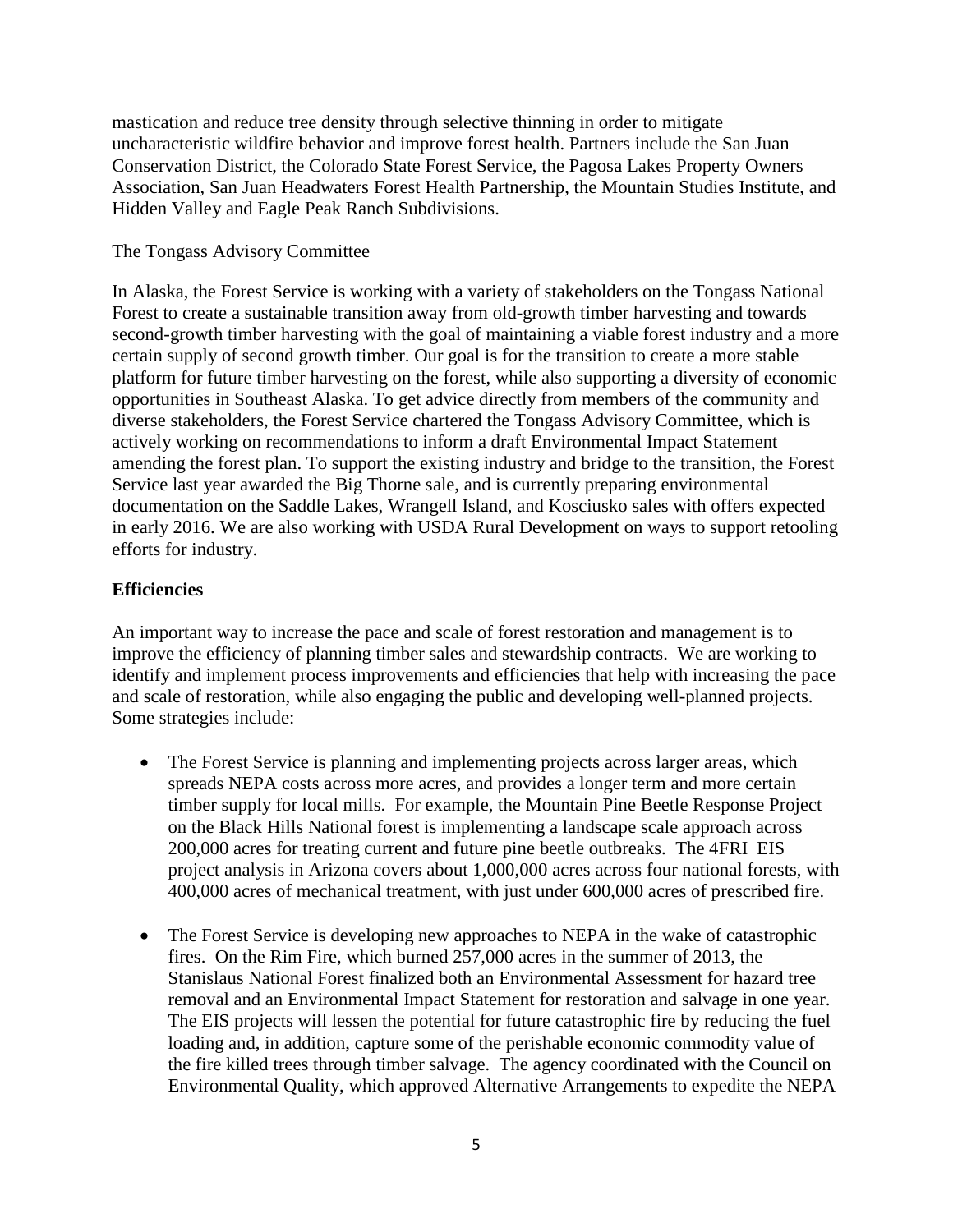mastication and reduce tree density through selective thinning in order to mitigate uncharacteristic wildfire behavior and improve forest health. Partners include the San Juan Conservation District, the Colorado State Forest Service, the Pagosa Lakes Property Owners Association, San Juan Headwaters Forest Health Partnership, the Mountain Studies Institute, and Hidden Valley and Eagle Peak Ranch Subdivisions.

The Tongass Advisory Committee

In Alaska, the Forest Service is working with a variety of stakeholders on the Tongass National Forest to create a sustainable transition away from old-growth timber harvesting and towards second-growth timber harvesting with the goal of maintaining a viable forest industry and a more certain supply of second growth timber. Our goal is for the transition to create a more stable platform for future timber harvesting on the forest, while also supporting a diversity of economic opportunities in Southeast Alaska. To get advice directly from members of the community and diverse stakeholders, the Forest Service chartered the Tongass Advisory Committee, which is actively working on recommendations to inform a draft Environmental Impact Statement amending the forest plan. To support the existing industry and bridge to the transition, the Forest Service last year awarded the Big Thorne sale, and is currently preparing environmental documentation on the Saddle Lakes, Wrangell Island, and Kosciusko sales with offers expected in early 2016. We are also working with USDA Rural Development on ways to support retooling efforts for industry.

**Efficiencies**

An important way to increase the pace and scale of forest restoration and management is to improve the efficiency of planning timber sales and stewardship contracts. We are working to identify and implement process improvements and efficiencies that help with increasing the pace and scale of restoration, while also engaging the public and developing well-planned projects. Some strategies include:

- The Forest Service is planning and implementing projects across larger areas, which spreads NEPA costs across more acres, and provides a longer term and more certain timber supply for local mills. For example, the Mountain Pine Beetle Response Project on the Black Hills National forest is implementing a landscape scale approach across 200,000 acres for treating current and future pine beetle outbreaks. The 4FRI EIS project analysis in Arizona covers about 1,000,000 acres across four national forests, with 400,000 acres of mechanical treatment, with just under 600,000 acres of prescribed fire.

- The Forest Service is developing new approaches to NEPA in the wake of catastrophic fires. On the Rim Fire, which burned 257,000 acres in the summer of 2013, the Stanislaus National Forest finalized both an Environmental Assessment for hazard tree removal and an Environmental Impact Statement for restoration and salvage in one year. The EIS projects will lessen the potential for future catastrophic fire by reducing the fuel loading and, in addition, capture some of the perishable economic commodity value of the fire killed trees through timber salvage. The agency coordinated with the Council on Environmental Quality, which approved Alternative Arrangements to expedite the NEPA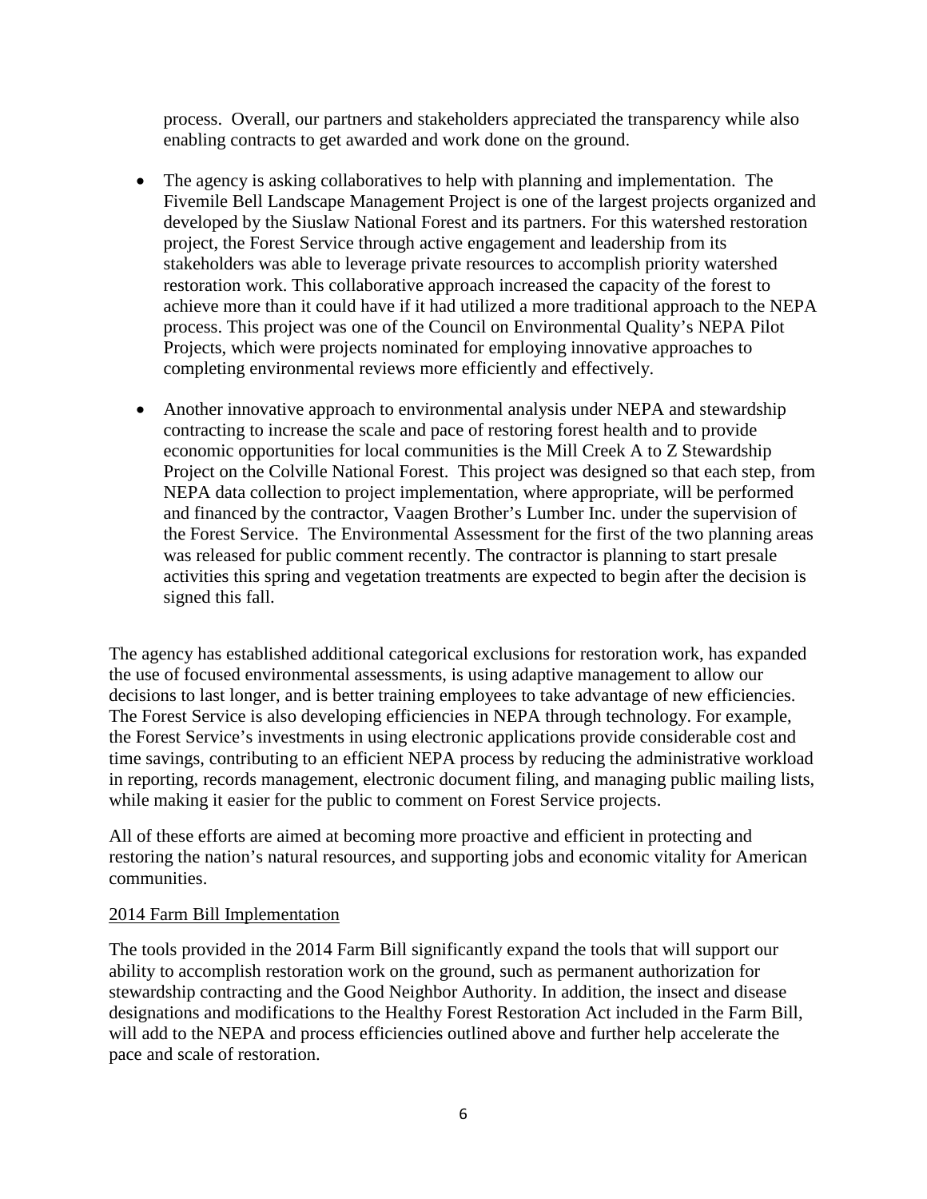process. Overall, our partners and stakeholders appreciated the transparency while also enabling contracts to get awarded and work done on the ground.

- The agency is asking collaboratives to help with planning and implementation. The Fivemile Bell Landscape Management Project is one of the largest projects organized and developed by the Siuslaw National Forest and its partners. For this watershed restoration project, the Forest Service through active engagement and leadership from its stakeholders was able to leverage private resources to accomplish priority watershed restoration work. This collaborative approach increased the capacity of the forest to achieve more than it could have if it had utilized a more traditional approach to the NEPA process. This project was one of the Council on Environmental Quality's NEPA Pilot Projects, which were projects nominated for employing innovative approaches to completing environmental reviews more efficiently and effectively.

- Another innovative approach to environmental analysis under NEPA and stewardship contracting to increase the scale and pace of restoring forest health and to provide economic opportunities for local communities is the Mill Creek A to Z Stewardship Project on the Colville National Forest. This project was designed so that each step, from NEPA data collection to project implementation, where appropriate, will be performed and financed by the contractor, Vaagen Brother's Lumber Inc. under the supervision of the Forest Service. The Environmental Assessment for the first of the two planning areas was released for public comment recently. The contractor is planning to start presale activities this spring and vegetation treatments are expected to begin after the decision is signed this fall.

The agency has established additional categorical exclusions for restoration work, has expanded the use of focused environmental assessments, is using adaptive management to allow our decisions to last longer, and is better training employees to take advantage of new efficiencies. The Forest Service is also developing efficiencies in NEPA through technology. For example, the Forest Service's investments in using electronic applications provide considerable cost and time savings, contributing to an efficient NEPA process by reducing the administrative workload in reporting, records management, electronic document filing, and managing public mailing lists, while making it easier for the public to comment on Forest Service projects.

All of these efforts are aimed at becoming more proactive and efficient in protecting and restoring the nation's natural resources, and supporting jobs and economic vitality for American communities.

## 2014 Farm Bill Implementation

The tools provided in the 2014 Farm Bill significantly expand the tools that will support our ability to accomplish restoration work on the ground, such as permanent authorization for stewardship contracting and the Good Neighbor Authority. In addition, the insect and disease designations and modifications to the Healthy Forest Restoration Act included in the Farm Bill, will add to the NEPA and process efficiencies outlined above and further help accelerate the pace and scale of restoration.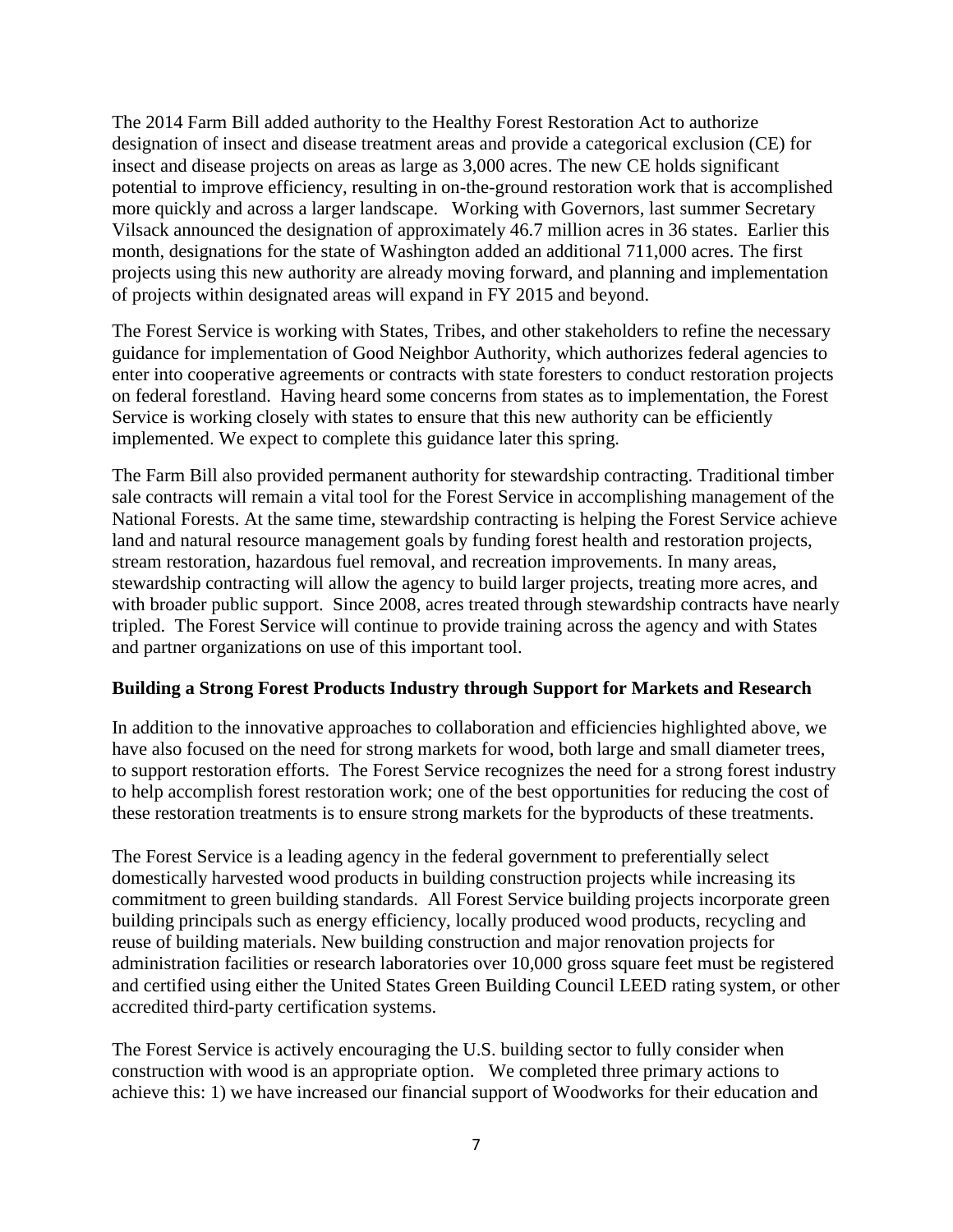The 2014 Farm Bill added authority to the Healthy Forest Restoration Act to authorize designation of insect and disease treatment areas and provide a categorical exclusion (CE) for insect and disease projects on areas as large as 3,000 acres. The new CE holds significant potential to improve efficiency, resulting in on-the-ground restoration work that is accomplished more quickly and across a larger landscape. Working with Governors, last summer Secretary Vilsack announced the designation of approximately 46.7 million acres in 36 states. Earlier this month, designations for the state of Washington added an additional 711,000 acres. The first projects using this new authority are already moving forward, and planning and implementation of projects within designated areas will expand in FY 2015 and beyond.

The Forest Service is working with States, Tribes, and other stakeholders to refine the necessary guidance for implementation of Good Neighbor Authority, which authorizes federal agencies to enter into cooperative agreements or contracts with state foresters to conduct restoration projects on federal forestland. Having heard some concerns from states as to implementation, the Forest Service is working closely with states to ensure that this new authority can be efficiently implemented. We expect to complete this guidance later this spring.

The Farm Bill also provided permanent authority for stewardship contracting. Traditional timber sale contracts will remain a vital tool for the Forest Service in accomplishing management of the National Forests. At the same time, stewardship contracting is helping the Forest Service achieve land and natural resource management goals by funding forest health and restoration projects, stream restoration, hazardous fuel removal, and recreation improvements. In many areas, stewardship contracting will allow the agency to build larger projects, treating more acres, and with broader public support. Since 2008, acres treated through stewardship contracts have nearly tripled. The Forest Service will continue to provide training across the agency and with States and partner organizations on use of this important tool.

**Building a Strong Forest Products Industry through Support for Markets and Research**

In addition to the innovative approaches to collaboration and efficiencies highlighted above, we have also focused on the need for strong markets for wood, both large and small diameter trees, to support restoration efforts. The Forest Service recognizes the need for a strong forest industry to help accomplish forest restoration work; one of the best opportunities for reducing the cost of these restoration treatments is to ensure strong markets for the byproducts of these treatments.

The Forest Service is a leading agency in the federal government to preferentially select domestically harvested wood products in building construction projects while increasing its commitment to green building standards. All Forest Service building projects incorporate green building principals such as energy efficiency, locally produced wood products, recycling and reuse of building materials. New building construction and major renovation projects for administration facilities or research laboratories over 10,000 gross square feet must be registered and certified using either the United States Green Building Council LEED rating system, or other accredited third-party certification systems.

The Forest Service is actively encouraging the U.S. building sector to fully consider when construction with wood is an appropriate option. We completed three primary actions to achieve this: 1) we have increased our financial support of Woodworks for their education and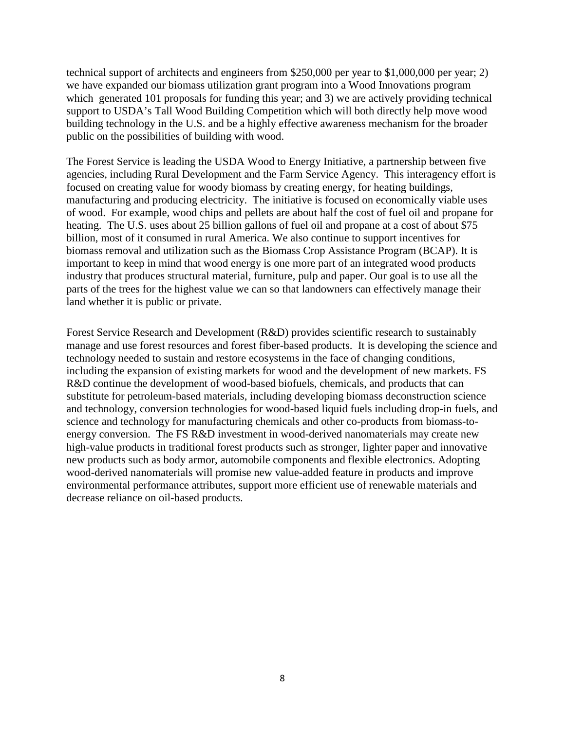technical support of architects and engineers from $250,000 per year to $1,000,000 per year; 2) we have expanded our biomass utilization grant program into a Wood Innovations program which generated 101 proposals for funding this year; and 3) we are actively providing technical support to USDA's Tall Wood Building Competition which will both directly help move wood building technology in the U.S. and be a highly effective awareness mechanism for the broader public on the possibilities of building with wood.

The Forest Service is leading the USDA Wood to Energy Initiative, a partnership between five agencies, including Rural Development and the Farm Service Agency. This interagency effort is focused on creating value for woody biomass by creating energy, for heating buildings, manufacturing and producing electricity. The initiative is focused on economically viable uses of wood. For example, wood chips and pellets are about half the cost of fuel oil and propane for heating. The U.S. uses about 25 billion gallons of fuel oil and propane at a cost of about $75 billion, most of it consumed in rural America. We also continue to support incentives for biomass removal and utilization such as the Biomass Crop Assistance Program (BCAP). It is important to keep in mind that wood energy is one more part of an integrated wood products industry that produces structural material, furniture, pulp and paper. Our goal is to use all the parts of the trees for the highest value we can so that landowners can effectively manage their land whether it is public or private.

Forest Service Research and Development (R&D) provides scientific research to sustainably manage and use forest resources and forest fiber-based products. It is developing the science and technology needed to sustain and restore ecosystems in the face of changing conditions, including the expansion of existing markets for wood and the development of new markets. FS R&D continue the development of wood-based biofuels, chemicals, and products that can substitute for petroleum-based materials, including developing biomass deconstruction science and technology, conversion technologies for wood-based liquid fuels including drop-in fuels, and science and technology for manufacturing chemicals and other co-products from biomass-to-energy conversion. The FS R&D investment in wood-derived nanomaterials may create new high-value products in traditional forest products such as stronger, lighter paper and innovative new products such as body armor, automobile components and flexible electronics. Adopting wood-derived nanomaterials will promise new value-added feature in products and improve environmental performance attributes, support more efficient use of renewable materials and decrease reliance on oil-based products.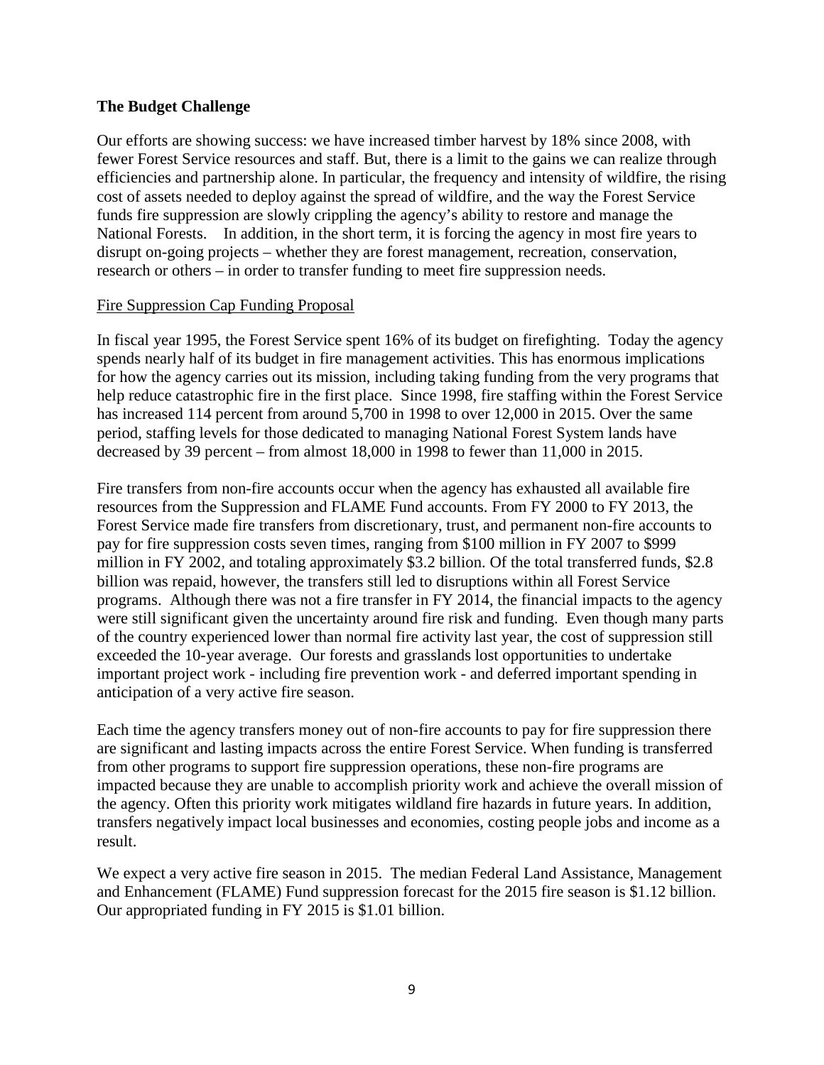## The Budget Challenge

Our efforts are showing success: we have increased timber harvest by 18% since 2008, with fewer Forest Service resources and staff. But, there is a limit to the gains we can realize through efficiencies and partnership alone. In particular, the frequency and intensity of wildfire, the rising cost of assets needed to deploy against the spread of wildfire, and the way the Forest Service funds fire suppression are slowly crippling the agency's ability to restore and manage the National Forests. In addition, in the short term, it is forcing the agency in most fire years to disrupt on-going projects – whether they are forest management, recreation, conservation, research or others – in order to transfer funding to meet fire suppression needs.

### Fire Suppression Cap Funding Proposal

In fiscal year 1995, the Forest Service spent 16% of its budget on firefighting. Today the agency spends nearly half of its budget in fire management activities. This has enormous implications for how the agency carries out its mission, including taking funding from the very programs that help reduce catastrophic fire in the first place. Since 1998, fire staffing within the Forest Service has increased 114 percent from around 5,700 in 1998 to over 12,000 in 2015. Over the same period, staffing levels for those dedicated to managing National Forest System lands have decreased by 39 percent – from almost 18,000 in 1998 to fewer than 11,000 in 2015.

Fire transfers from non-fire accounts occur when the agency has exhausted all available fire resources from the Suppression and FLAME Fund accounts. From FY 2000 to FY 2013, the Forest Service made fire transfers from discretionary, trust, and permanent non-fire accounts to pay for fire suppression costs seven times, ranging from \$100 million in FY 2007 to \$999 million in FY 2002, and totaling approximately \$3.2 billion. Of the total transferred funds, \$2.8 billion was repaid, however, the transfers still led to disruptions within all Forest Service programs. Although there was not a fire transfer in FY 2014, the financial impacts to the agency were still significant given the uncertainty around fire risk and funding. Even though many parts of the country experienced lower than normal fire activity last year, the cost of suppression still exceeded the 10-year average. Our forests and grasslands lost opportunities to undertake important project work - including fire prevention work - and deferred important spending in anticipation of a very active fire season.

Each time the agency transfers money out of non-fire accounts to pay for fire suppression there are significant and lasting impacts across the entire Forest Service. When funding is transferred from other programs to support fire suppression operations, these non-fire programs are impacted because they are unable to accomplish priority work and achieve the overall mission of the agency. Often this priority work mitigates wildland fire hazards in future years. In addition, transfers negatively impact local businesses and economies, costing people jobs and income as a result.

We expect a very active fire season in 2015. The median Federal Land Assistance, Management and Enhancement (FLAME) Fund suppression forecast for the 2015 fire season is \$1.12 billion. Our appropriated funding in FY 2015 is \$1.01 billion.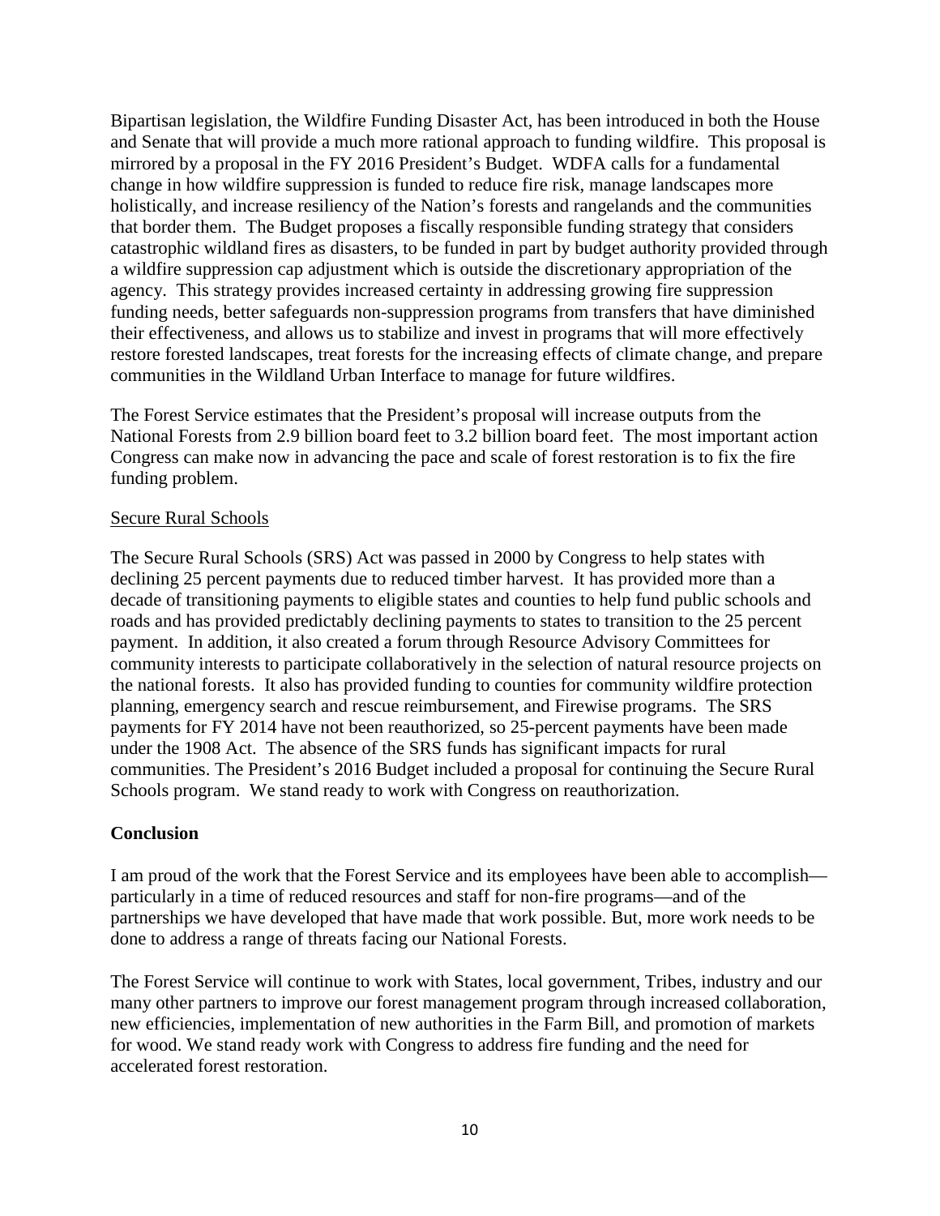Bipartisan legislation, the Wildfire Funding Disaster Act, has been introduced in both the House and Senate that will provide a much more rational approach to funding wildfire. This proposal is mirrored by a proposal in the FY 2016 President's Budget. WDFA calls for a fundamental change in how wildfire suppression is funded to reduce fire risk, manage landscapes more holistically, and increase resiliency of the Nation's forests and rangelands and the communities that border them. The Budget proposes a fiscally responsible funding strategy that considers catastrophic wildland fires as disasters, to be funded in part by budget authority provided through a wildfire suppression cap adjustment which is outside the discretionary appropriation of the agency. This strategy provides increased certainty in addressing growing fire suppression funding needs, better safeguards non-suppression programs from transfers that have diminished their effectiveness, and allows us to stabilize and invest in programs that will more effectively restore forested landscapes, treat forests for the increasing effects of climate change, and prepare communities in the Wildland Urban Interface to manage for future wildfires.

The Forest Service estimates that the President's proposal will increase outputs from the National Forests from 2.9 billion board feet to 3.2 billion board feet. The most important action Congress can make now in advancing the pace and scale of forest restoration is to fix the fire funding problem.

<u>Secure Rural Schools</u>

The Secure Rural Schools (SRS) Act was passed in 2000 by Congress to help states with declining 25 percent payments due to reduced timber harvest. It has provided more than a decade of transitioning payments to eligible states and counties to help fund public schools and roads and has provided predictably declining payments to states to transition to the 25 percent payment. In addition, it also created a forum through Resource Advisory Committees for community interests to participate collaboratively in the selection of natural resource projects on the national forests. It also has provided funding to counties for community wildfire protection planning, emergency search and rescue reimbursement, and Firewise programs. The SRS payments for FY 2014 have not been reauthorized, so 25-percent payments have been made under the 1908 Act. The absence of the SRS funds has significant impacts for rural communities. The President's 2016 Budget included a proposal for continuing the Secure Rural Schools program. We stand ready to work with Congress on reauthorization.

**Conclusion**

I am proud of the work that the Forest Service and its employees have been able to accomplish—particularly in a time of reduced resources and staff for non-fire programs—and of the partnerships we have developed that have made that work possible. But, more work needs to be done to address a range of threats facing our National Forests.

The Forest Service will continue to work with States, local government, Tribes, industry and our many other partners to improve our forest management program through increased collaboration, new efficiencies, implementation of new authorities in the Farm Bill, and promotion of markets for wood. We stand ready work with Congress to address fire funding and the need for accelerated forest restoration.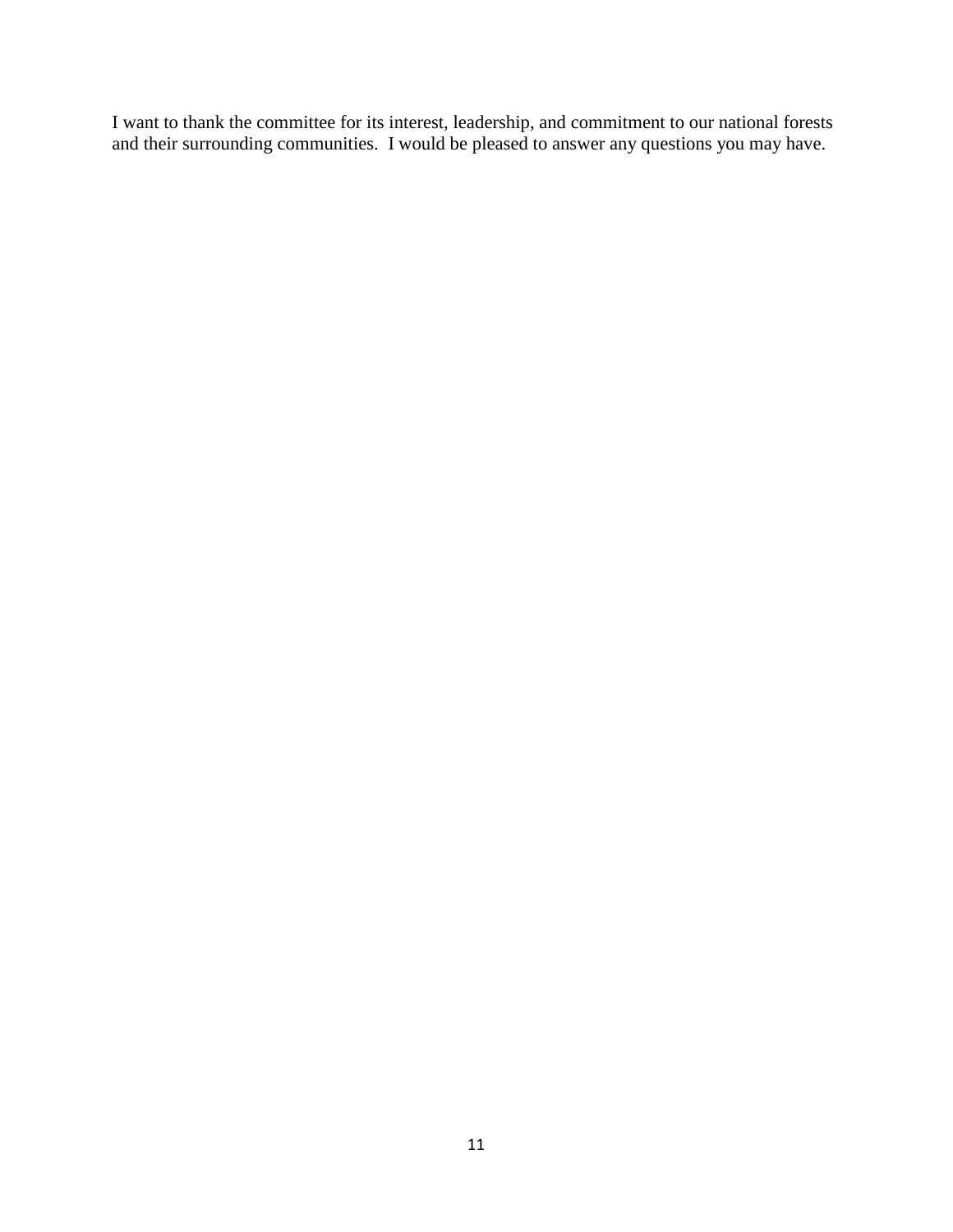I want to thank the committee for its interest, leadership, and commitment to our national forests and their surrounding communities. I would be pleased to answer any questions you may have.